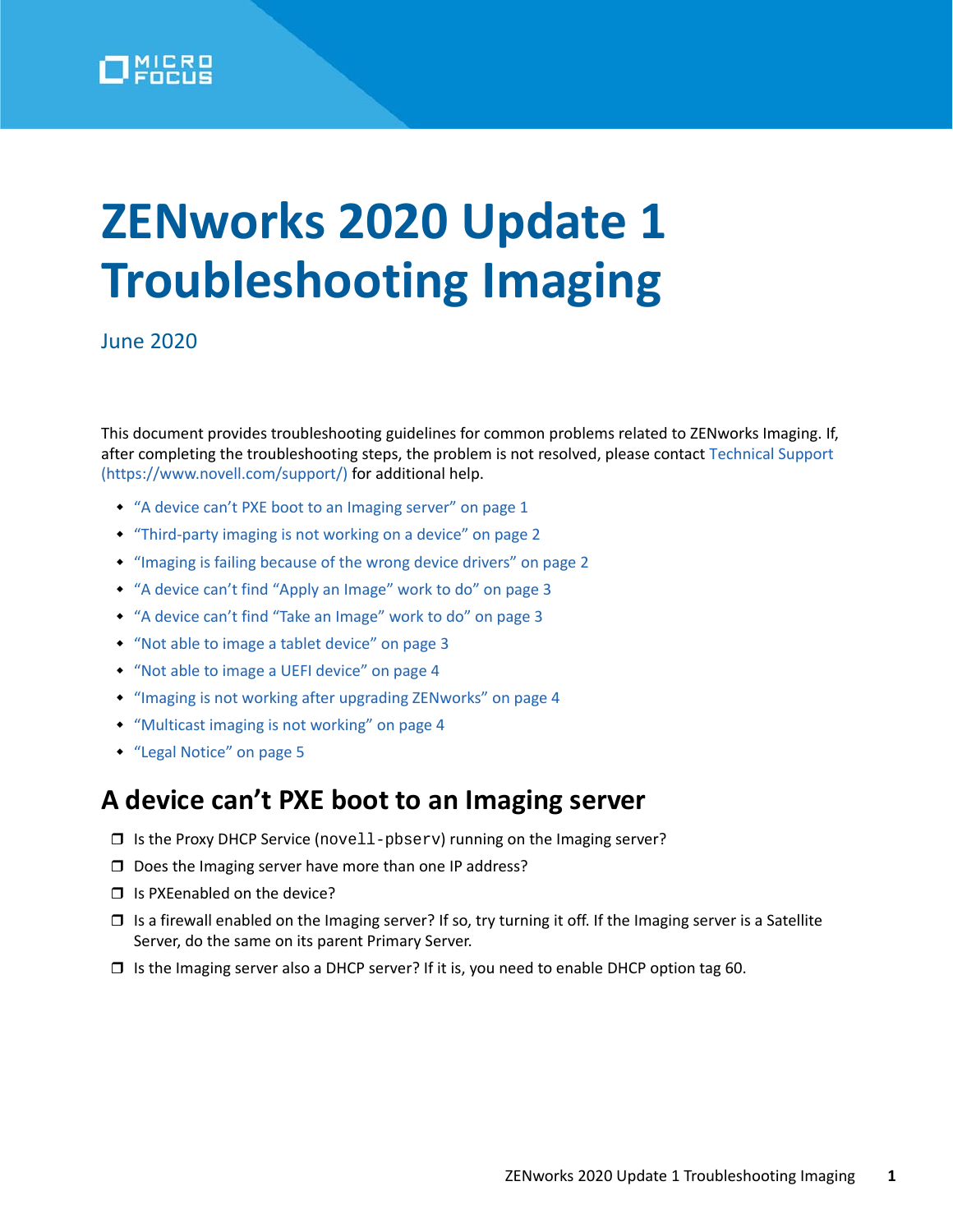# ZENworks 2020 Update 1 Troubleshooting Imaging

June 2020

This document provides troubleshooting guidelines for common problems related to ZENworks Imaging. If, after completing the troubleshooting steps, the problem is not resolved, please contact Technical Support (https://www.novell.com/support/) for additional help.

- "A device can't PXE boot to an Imaging server" on page 1
- "Third-party imaging is not working on a device" on page 2
- "Imaging is failing because of the wrong device drivers" on page 2
- "A device can't find "Apply an Image" work to do" on page 3
- "A device can't find "Take an Image" work to do" on page 3
- "Not able to image a tablet device" on page 3
- "Not able to image a UEFI device" on page 4
- "Imaging is not working after upgrading ZENworks" on page 4
- "Multicast imaging is not working" on page 4
- "Legal Notice" on page 5

## A device can't PXE boot to an Imaging server

- ❐ Is the Proxy DHCP Service (`novell-pbserv`) running on the Imaging server?
- ❐ Does the Imaging server have more than one IP address?
- ❐ Is PXEenabled on the device?
- ❐ Is a firewall enabled on the Imaging server? If so, try turning it off. If the Imaging server is a Satellite Server, do the same on its parent Primary Server.
- ❐ Is the Imaging server also a DHCP server? If it is, you need to enable DHCP option tag 60.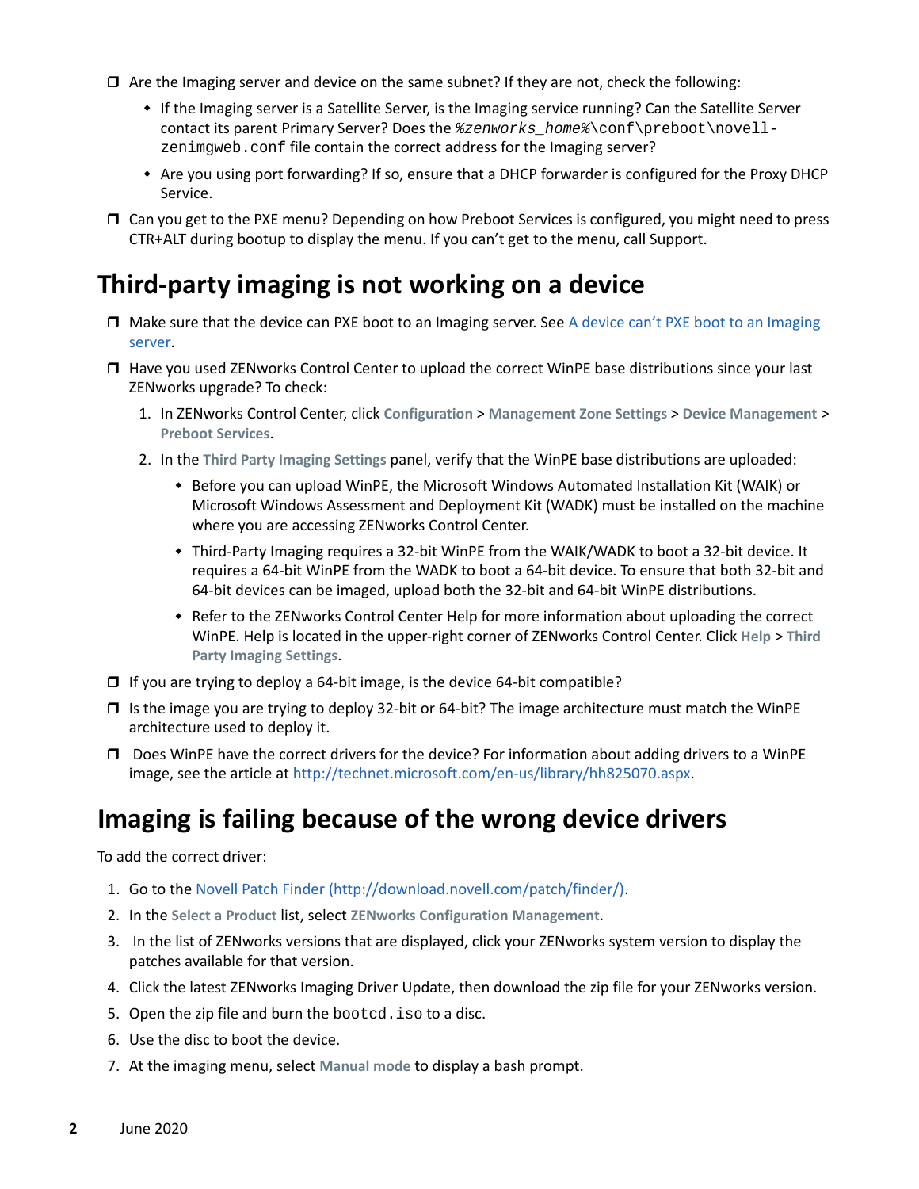- ❒ Are the Imaging server and device on the same subnet? If they are not, check the following:
  - If the Imaging server is a Satellite Server, is the Imaging service running? Can the Satellite Server contact its parent Primary Server? Does the `%zenworks_home%\conf\preboot\novell-zenimgweb.conf` file contain the correct address for the Imaging server?
  - Are you using port forwarding? If so, ensure that a DHCP forwarder is configured for the Proxy DHCP Service.
- ❒ Can you get to the PXE menu? Depending on how Preboot Services is configured, you might need to press CTR+ALT during bootup to display the menu. If you can't get to the menu, call Support.

## Third-party imaging is not working on a device

- ❒ Make sure that the device can PXE boot to an Imaging server. See A device can't PXE boot to an Imaging server.
- ❒ Have you used ZENworks Control Center to upload the correct WinPE base distributions since your last ZENworks upgrade? To check:
  1. In ZENworks Control Center, click **Configuration** > **Management Zone Settings** > **Device Management** > **Preboot Services**.
  2. In the **Third Party Imaging Settings** panel, verify that the WinPE base distributions are uploaded:
     - Before you can upload WinPE, the Microsoft Windows Automated Installation Kit (WAIK) or Microsoft Windows Assessment and Deployment Kit (WADK) must be installed on the machine where you are accessing ZENworks Control Center.
     - Third-Party Imaging requires a 32-bit WinPE from the WAIK/WADK to boot a 32-bit device. It requires a 64-bit WinPE from the WADK to boot a 64-bit device. To ensure that both 32-bit and 64-bit devices can be imaged, upload both the 32-bit and 64-bit WinPE distributions.
     - Refer to the ZENworks Control Center Help for more information about uploading the correct WinPE. Help is located in the upper-right corner of ZENworks Control Center. Click **Help** > **Third Party Imaging Settings**.
- ❒ If you are trying to deploy a 64-bit image, is the device 64-bit compatible?
- ❒ Is the image you are trying to deploy 32-bit or 64-bit? The image architecture must match the WinPE architecture used to deploy it.
- ❒ Does WinPE have the correct drivers for the device? For information about adding drivers to a WinPE image, see the article at http://technet.microsoft.com/en-us/library/hh825070.aspx.

## Imaging is failing because of the wrong device drivers

To add the correct driver:

1. Go to the Novell Patch Finder (http://download.novell.com/patch/finder/).
2. In the **Select a Product** list, select **ZENworks Configuration Management**.
3. In the list of ZENworks versions that are displayed, click your ZENworks system version to display the patches available for that version.
4. Click the latest ZENworks Imaging Driver Update, then download the zip file for your ZENworks version.
5. Open the zip file and burn the `bootcd.iso` to a disc.
6. Use the disc to boot the device.
7. At the imaging menu, select **Manual mode** to display a bash prompt.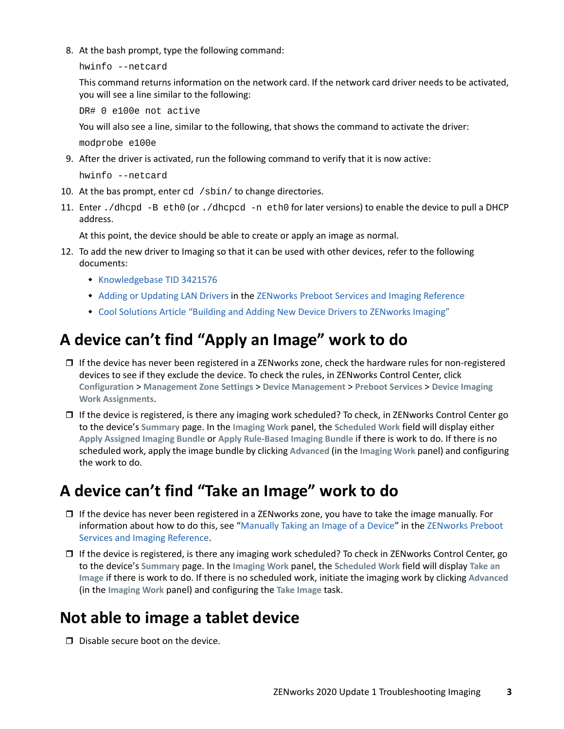8. At the bash prompt, type the following command:

   ```
   hwinfo --netcard
   ```

   This command returns information on the network card. If the network card driver needs to be activated, you will see a line similar to the following:

   ```
   DR# 0 e100e not active
   ```

   You will also see a line, similar to the following, that shows the command to activate the driver:

   ```
   modprobe e100e
   ```

9. After the driver is activated, run the following command to verify that it is now active:

   ```
   hwinfo --netcard
   ```

10. At the bas prompt, enter `cd /sbin/` to change directories.
11. Enter `./dhcpd -B eth0` (or `./dhcpcd -n eth0` for later versions) to enable the device to pull a DHCP address.

    At this point, the device should be able to create or apply an image as normal.

12. To add the new driver to Imaging so that it can be used with other devices, refer to the following documents:
    - Knowledgebase TID 3421576
    - Adding or Updating LAN Drivers in the ZENworks Preboot Services and Imaging Reference
    - Cool Solutions Article "Building and Adding New Device Drivers to ZENworks Imaging"

## A device can't find "Apply an Image" work to do

- ❐ If the device has never been registered in a ZENworks zone, check the hardware rules for non-registered devices to see if they exclude the device. To check the rules, in ZENworks Control Center, click **Configuration** > **Management Zone Settings** > **Device Management** > **Preboot Services** > **Device Imaging Work Assignments**.
- ❐ If the device is registered, is there any imaging work scheduled? To check, in ZENworks Control Center go to the device's **Summary** page. In the **Imaging Work** panel, the **Scheduled Work** field will display either **Apply Assigned Imaging Bundle** or **Apply Rule-Based Imaging Bundle** if there is work to do. If there is no scheduled work, apply the image bundle by clicking **Advanced** (in the **Imaging Work** panel) and configuring the work to do.

## A device can't find "Take an Image" work to do

- ❐ If the device has never been registered in a ZENworks zone, you have to take the image manually. For information about how to do this, see "Manually Taking an Image of a Device" in the ZENworks Preboot Services and Imaging Reference.
- ❐ If the device is registered, is there any imaging work scheduled? To check in ZENworks Control Center, go to the device's **Summary** page. In the **Imaging Work** panel, the **Scheduled Work** field will display **Take an Image** if there is work to do. If there is no scheduled work, initiate the imaging work by clicking **Advanced** (in the **Imaging Work** panel) and configuring the **Take Image** task.

## Not able to image a tablet device

- ❐ Disable secure boot on the device.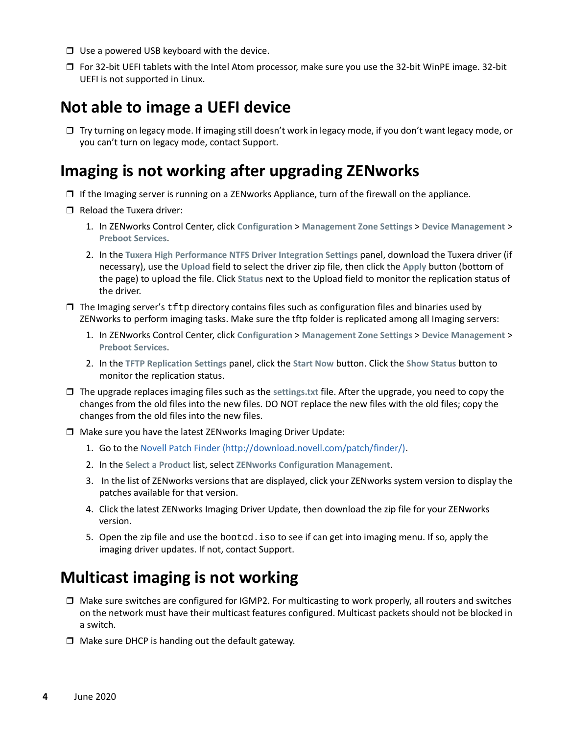- ☐ Use a powered USB keyboard with the device.
- ☐ For 32-bit UEFI tablets with the Intel Atom processor, make sure you use the 32-bit WinPE image. 32-bit UEFI is not supported in Linux.

## Not able to image a UEFI device

- ☐ Try turning on legacy mode. If imaging still doesn't work in legacy mode, if you don't want legacy mode, or you can't turn on legacy mode, contact Support.

## Imaging is not working after upgrading ZENworks

- ☐ If the Imaging server is running on a ZENworks Appliance, turn of the firewall on the appliance.
- ☐ Reload the Tuxera driver:
  1. In ZENworks Control Center, click **Configuration** > **Management Zone Settings** > **Device Management** > **Preboot Services**.
  2. In the **Tuxera High Performance NTFS Driver Integration Settings** panel, download the Tuxera driver (if necessary), use the **Upload** field to select the driver zip file, then click the **Apply** button (bottom of the page) to upload the file. Click **Status** next to the Upload field to monitor the replication status of the driver.
- ☐ The Imaging server's `tftp` directory contains files such as configuration files and binaries used by ZENworks to perform imaging tasks. Make sure the tftp folder is replicated among all Imaging servers:
  1. In ZENworks Control Center, click **Configuration** > **Management Zone Settings** > **Device Management** > **Preboot Services**.
  2. In the **TFTP Replication Settings** panel, click the **Start Now** button. Click the **Show Status** button to monitor the replication status.
- ☐ The upgrade replaces imaging files such as the **settings.txt** file. After the upgrade, you need to copy the changes from the old files into the new files. DO NOT replace the new files with the old files; copy the changes from the old files into the new files.
- ☐ Make sure you have the latest ZENworks Imaging Driver Update:
  1. Go to the [Novell Patch Finder (http://download.novell.com/patch/finder/)](http://download.novell.com/patch/finder/).
  2. In the **Select a Product** list, select **ZENworks Configuration Management**.
  3. In the list of ZENworks versions that are displayed, click your ZENworks system version to display the patches available for that version.
  4. Click the latest ZENworks Imaging Driver Update, then download the zip file for your ZENworks version.
  5. Open the zip file and use the `bootcd.iso` to see if can get into imaging menu. If so, apply the imaging driver updates. If not, contact Support.

## Multicast imaging is not working

- ☐ Make sure switches are configured for IGMP2. For multicasting to work properly, all routers and switches on the network must have their multicast features configured. Multicast packets should not be blocked in a switch.
- ☐ Make sure DHCP is handing out the default gateway.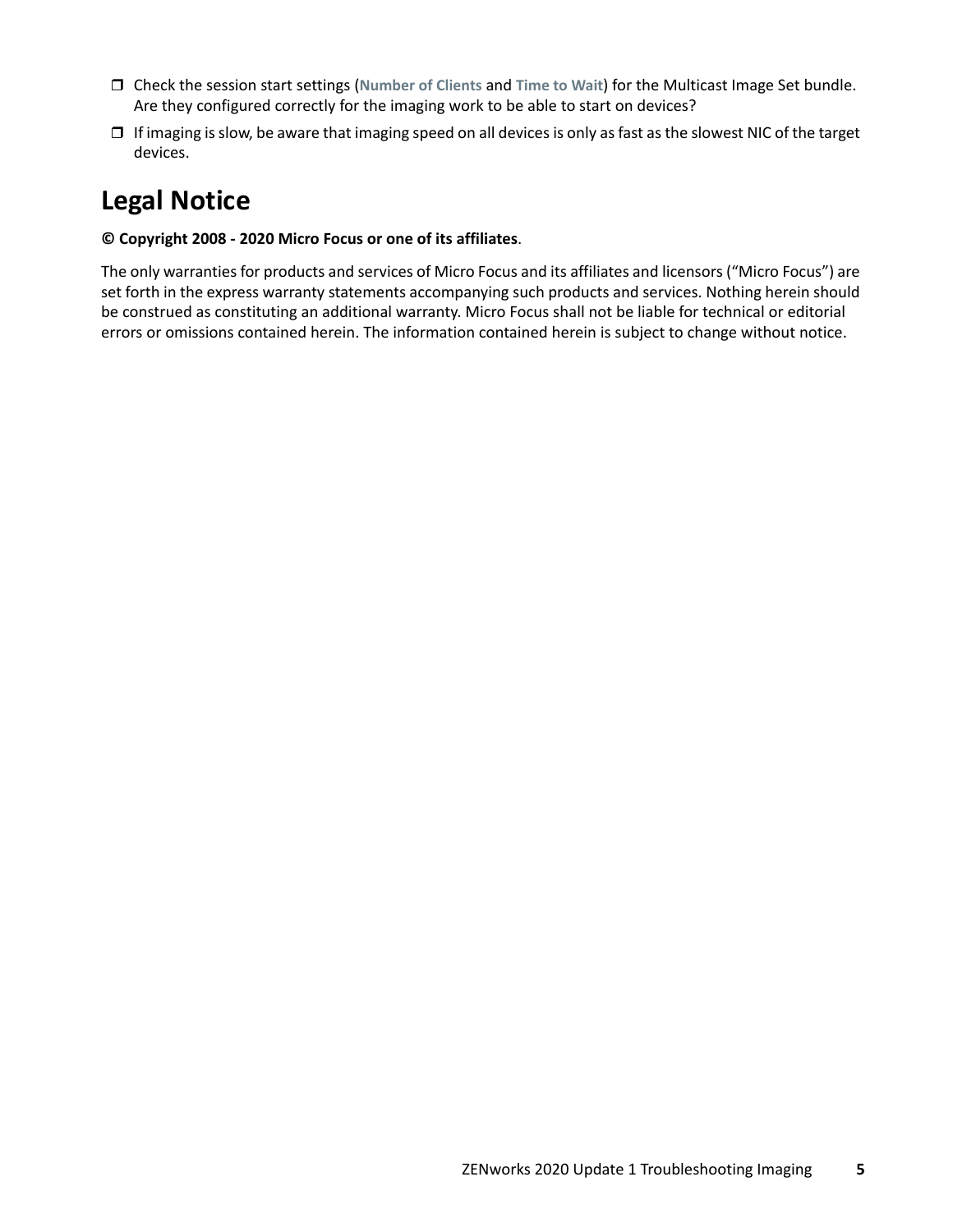- ❒ Check the session start settings (**Number of Clients** and **Time to Wait**) for the Multicast Image Set bundle. Are they configured correctly for the imaging work to be able to start on devices?
- ❒ If imaging is slow, be aware that imaging speed on all devices is only as fast as the slowest NIC of the target devices.

## Legal Notice

**© Copyright 2008 - 2020 Micro Focus or one of its affiliates**.

The only warranties for products and services of Micro Focus and its affiliates and licensors (“Micro Focus”) are set forth in the express warranty statements accompanying such products and services. Nothing herein should be construed as constituting an additional warranty. Micro Focus shall not be liable for technical or editorial errors or omissions contained herein. The information contained herein is subject to change without notice.